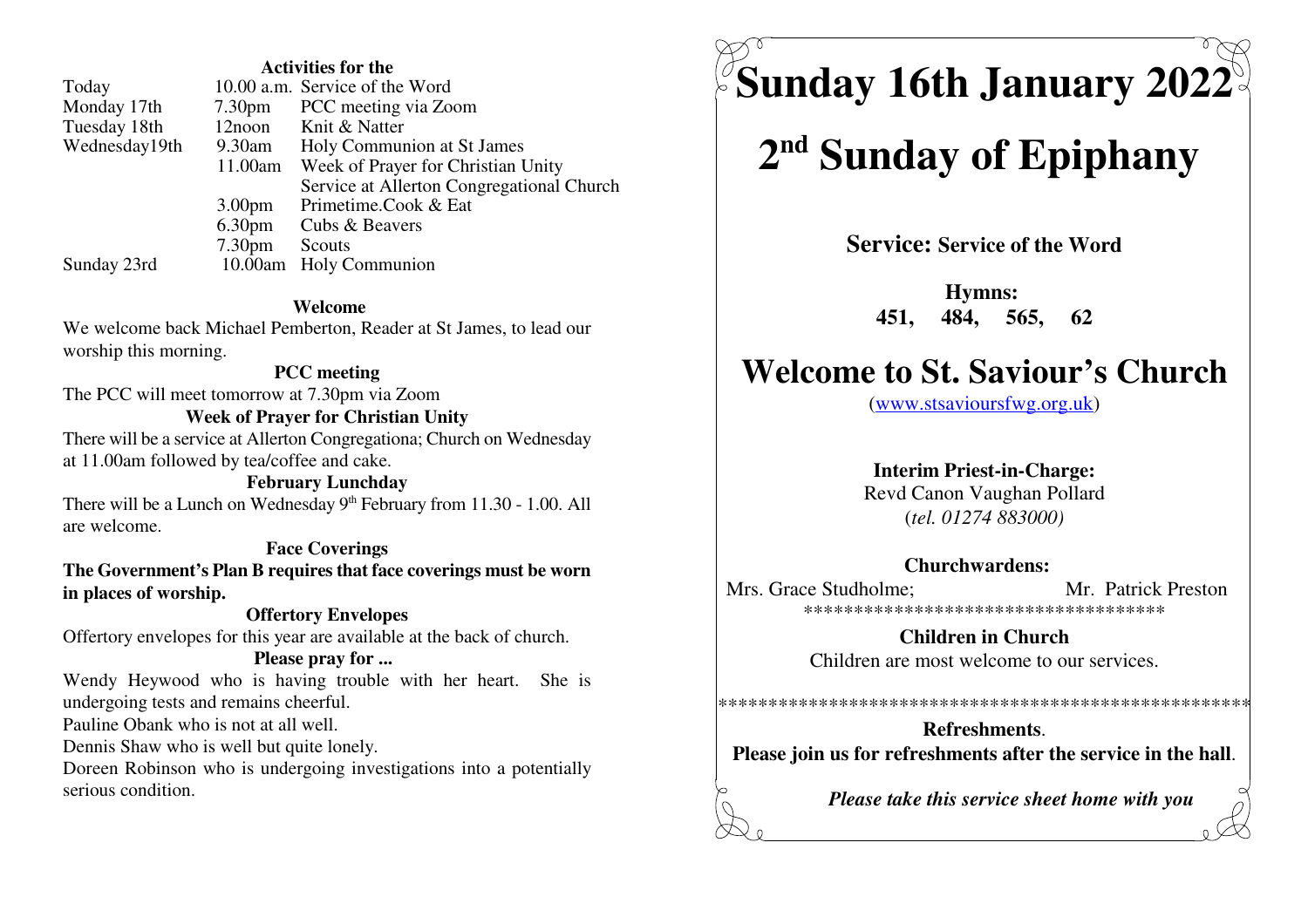**Activities for the**

| | | |
|---|---|---|
| Today | 10.00 a.m. | Service of the Word |
| Monday 17th | 7.30pm | PCC meeting via Zoom |
| Tuesday 18th | 12noon | Knit & Natter |
| Wednesday19th | 9.30am | Holy Communion at St James |
| | 11.00am | Week of Prayer for Christian Unity Service at Allerton Congregational Church |
| | 3.00pm | Primetime.Cook & Eat |
| | 6.30pm | Cubs & Beavers |
| | 7.30pm | Scouts |
| Sunday 23rd | 10.00am | Holy Communion |

**Welcome**

We welcome back Michael Pemberton, Reader at St James, to lead our worship this morning.

**PCC meeting**

The PCC will meet tomorrow at 7.30pm via Zoom

**Week of Prayer for Christian Unity**

There will be a service at Allerton Congregationa; Church on Wednesday at 11.00am followed by tea/coffee and cake.

**February Lunchday**

There will be a Lunch on Wednesday 9th February from 11.30 - 1.00. All are welcome.

**Face Coverings**

**The Government's Plan B requires that face coverings must be worn in places of worship.**

**Offertory Envelopes**

Offertory envelopes for this year are available at the back of church.

**Please pray for ...**

Wendy Heywood who is having trouble with her heart. She is undergoing tests and remains cheerful.

Pauline Obank who is not at all well.

Dennis Shaw who is well but quite lonely.

Doreen Robinson who is undergoing investigations into a potentially serious condition.

# Sunday 16th January 2022

# 2nd Sunday of Epiphany

**Service: Service of the Word**

**Hymns:**
**451, 484, 565, 62**

# Welcome to St. Saviour's Church

(www.stsavioursfwg.org.uk)

**Interim Priest-in-Charge:**
Revd Canon Vaughan Pollard
(*tel. 01274 883000)*

**Churchwardens:**
Mrs. Grace Studholme; Mr. Patrick Preston

************************************

**Children in Church**
Children are most welcome to our services.

******************************************************

**Refreshments**.
**Please join us for refreshments after the service in the hall**.

***Please take this service sheet home with you***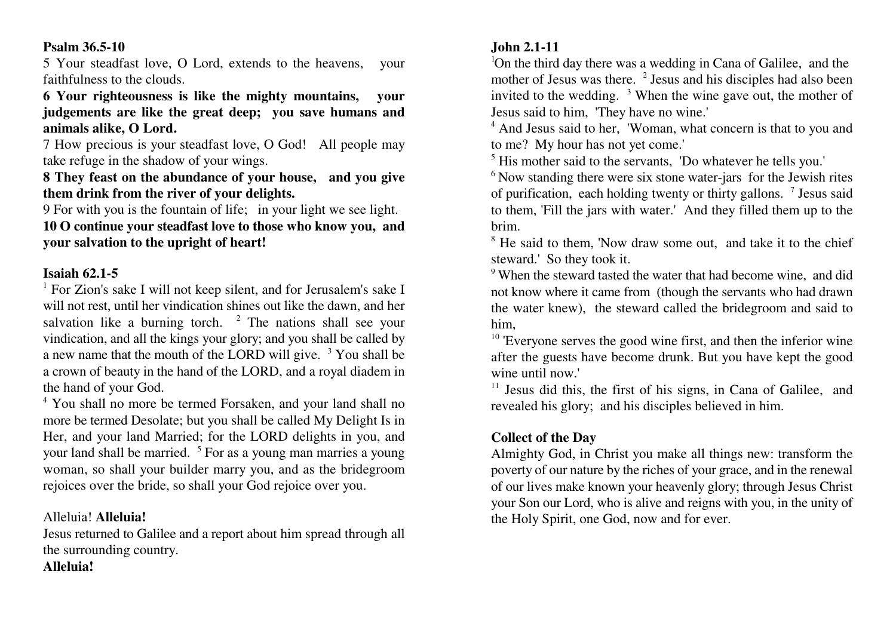**Psalm 36.5-10**

5 Your steadfast love, O Lord, extends to the heavens, your faithfulness to the clouds.

**6 Your righteousness is like the mighty mountains, your judgements are like the great deep; you save humans and animals alike, O Lord.**

7 How precious is your steadfast love, O God! All people may take refuge in the shadow of your wings.

**8 They feast on the abundance of your house, and you give them drink from the river of your delights.**

9 For with you is the fountain of life; in your light we see light.

**10 O continue your steadfast love to those who know you, and your salvation to the upright of heart!**

**Isaiah 62.1-5**

[1] For Zion's sake I will not keep silent, and for Jerusalem's sake I will not rest, until her vindication shines out like the dawn, and her salvation like a burning torch. [2] The nations shall see your vindication, and all the kings your glory; and you shall be called by a new name that the mouth of the LORD will give. [3] You shall be a crown of beauty in the hand of the LORD, and a royal diadem in the hand of your God.

[4] You shall no more be termed Forsaken, and your land shall no more be termed Desolate; but you shall be called My Delight Is in Her, and your land Married; for the LORD delights in you, and your land shall be married. [5] For as a young man marries a young woman, so shall your builder marry you, and as the bridegroom rejoices over the bride, so shall your God rejoice over you.

Alleluia! **Alleluia!**

Jesus returned to Galilee and a report about him spread through all the surrounding country.

**Alleluia!**

**John 2.1-11**

[1]On the third day there was a wedding in Cana of Galilee, and the mother of Jesus was there. [2] Jesus and his disciples had also been invited to the wedding. [3] When the wine gave out, the mother of Jesus said to him, 'They have no wine.'

[4] And Jesus said to her, 'Woman, what concern is that to you and to me? My hour has not yet come.'

[5] His mother said to the servants, 'Do whatever he tells you.'

[6] Now standing there were six stone water-jars for the Jewish rites of purification, each holding twenty or thirty gallons. [7] Jesus said to them, 'Fill the jars with water.' And they filled them up to the brim.

[8] He said to them, 'Now draw some out, and take it to the chief steward.' So they took it.

[9] When the steward tasted the water that had become wine, and did not know where it came from (though the servants who had drawn the water knew), the steward called the bridegroom and said to him,

[10] 'Everyone serves the good wine first, and then the inferior wine after the guests have become drunk. But you have kept the good wine until now.'

[11] Jesus did this, the first of his signs, in Cana of Galilee, and revealed his glory; and his disciples believed in him.

**Collect of the Day**

Almighty God, in Christ you make all things new: transform the poverty of our nature by the riches of your grace, and in the renewal of our lives make known your heavenly glory; through Jesus Christ your Son our Lord, who is alive and reigns with you, in the unity of the Holy Spirit, one God, now and for ever.